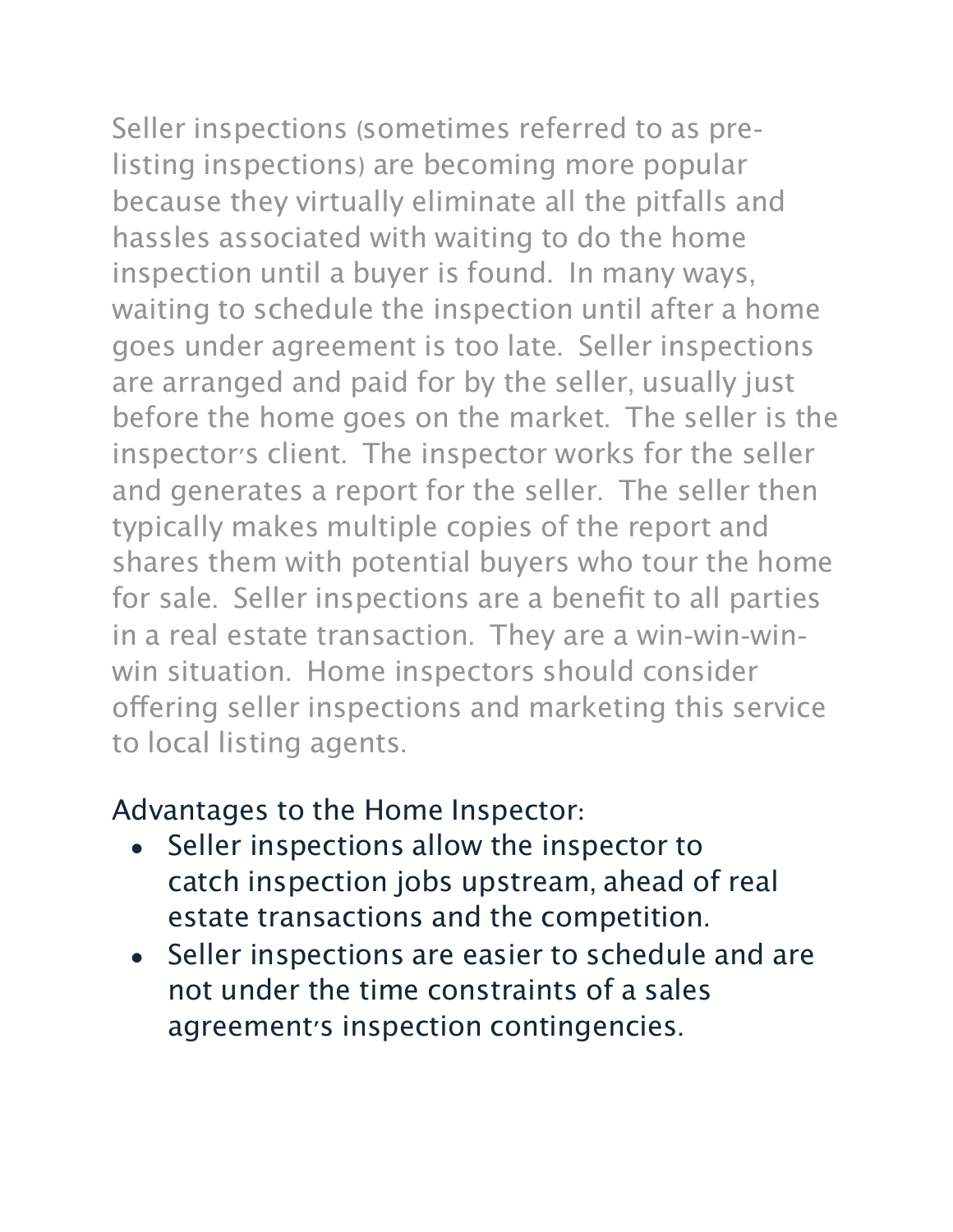Seller inspections (sometimes referred to as pre-listing inspections) are becoming more popular because they virtually eliminate all the pitfalls and hassles associated with waiting to do the home inspection until a buyer is found. In many ways, waiting to schedule the inspection until after a home goes under agreement is too late. Seller inspections are arranged and paid for by the seller, usually just before the home goes on the market. The seller is the inspector's client. The inspector works for the seller and generates a report for the seller. The seller then typically makes multiple copies of the report and shares them with potential buyers who tour the home for sale. Seller inspections are a benefit to all parties in a real estate transaction. They are a win-win-win-win situation. Home inspectors should consider offering seller inspections and marketing this service to local listing agents.

Advantages to the Home Inspector:

- Seller inspections allow the inspector to catch inspection jobs upstream, ahead of real estate transactions and the competition.
- Seller inspections are easier to schedule and are not under the time constraints of a sales agreement's inspection contingencies.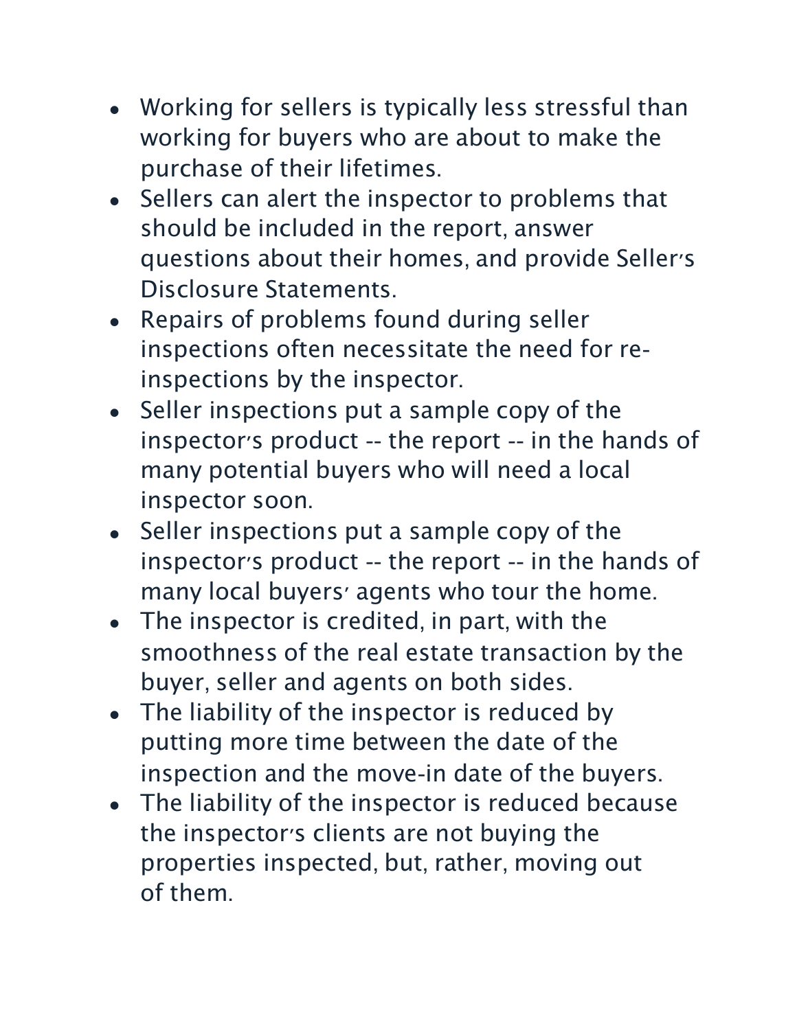- Working for sellers is typically less stressful than working for buyers who are about to make the purchase of their lifetimes.
- Sellers can alert the inspector to problems that should be included in the report, answer questions about their homes, and provide Seller's Disclosure Statements.
- Repairs of problems found during seller inspections often necessitate the need for re-inspections by the inspector.
- Seller inspections put a sample copy of the inspector's product -- the report -- in the hands of many potential buyers who will need a local inspector soon.
- Seller inspections put a sample copy of the inspector's product -- the report -- in the hands of many local buyers' agents who tour the home.
- The inspector is credited, in part, with the smoothness of the real estate transaction by the buyer, seller and agents on both sides.
- The liability of the inspector is reduced by putting more time between the date of the inspection and the move-in date of the buyers.
- The liability of the inspector is reduced because the inspector's clients are not buying the properties inspected, but, rather, moving out of them.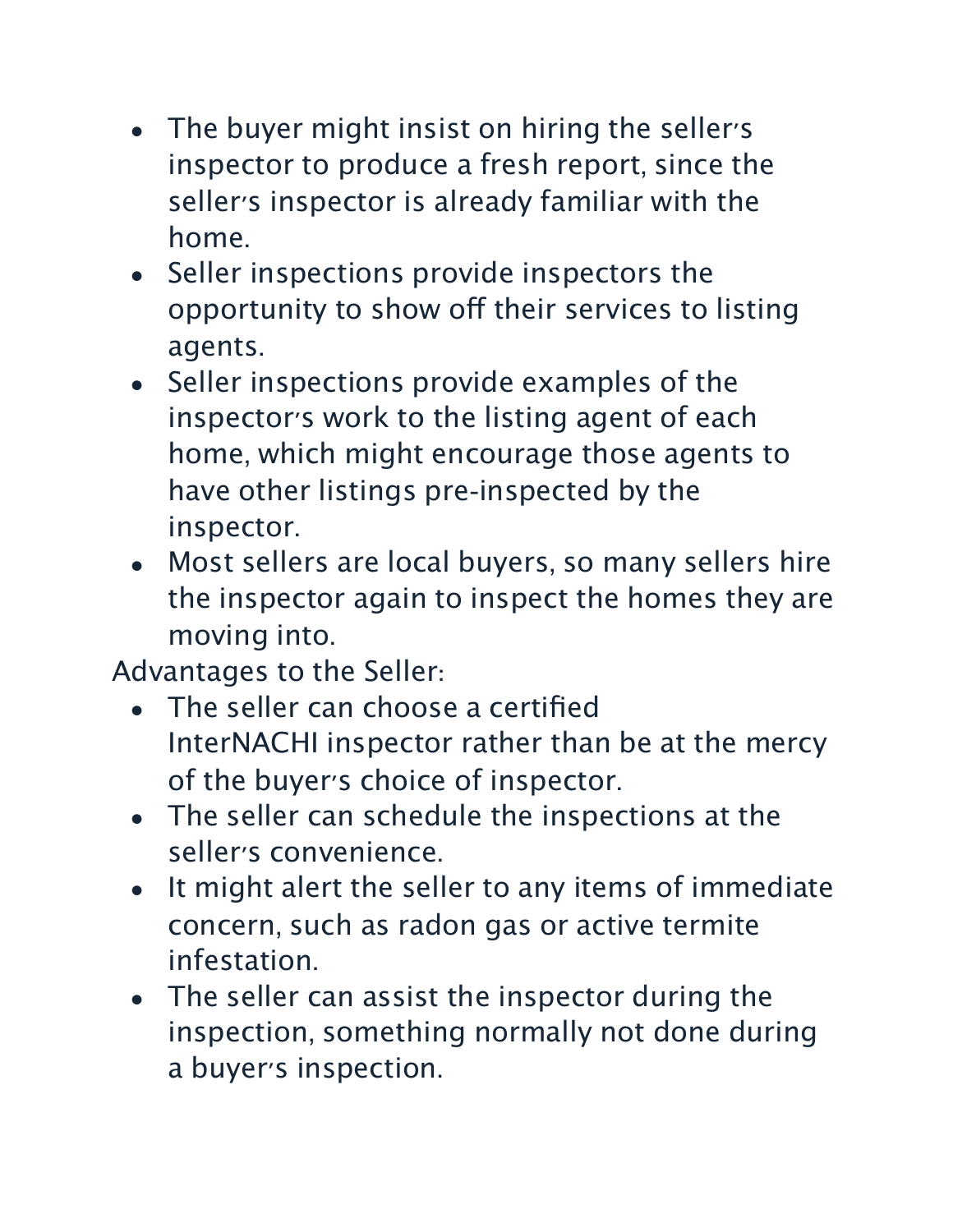- The buyer might insist on hiring the seller's inspector to produce a fresh report, since the seller's inspector is already familiar with the home.
- Seller inspections provide inspectors the opportunity to show off their services to listing agents.
- Seller inspections provide examples of the inspector's work to the listing agent of each home, which might encourage those agents to have other listings pre-inspected by the inspector.
- Most sellers are local buyers, so many sellers hire the inspector again to inspect the homes they are moving into.

Advantages to the Seller:

- The seller can choose a certified InterNACHI inspector rather than be at the mercy of the buyer's choice of inspector.
- The seller can schedule the inspections at the seller's convenience.
- It might alert the seller to any items of immediate concern, such as radon gas or active termite infestation.
- The seller can assist the inspector during the inspection, something normally not done during a buyer's inspection.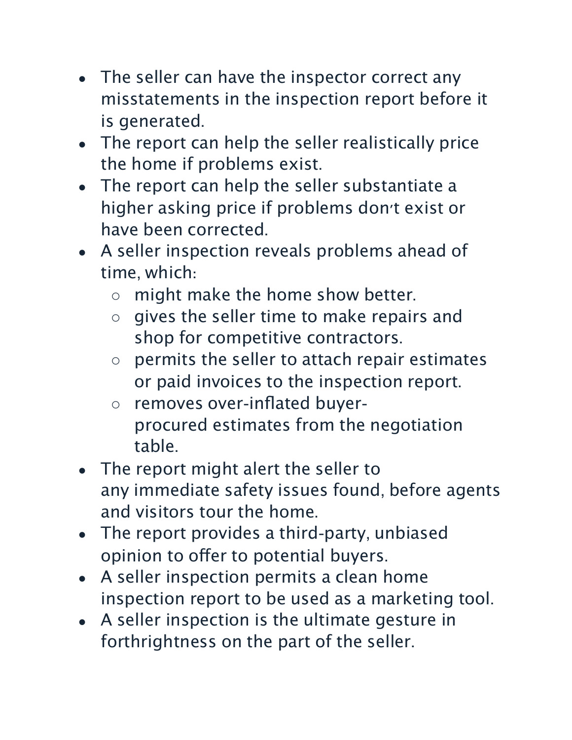- The seller can have the inspector correct any misstatements in the inspection report before it is generated.
- The report can help the seller realistically price the home if problems exist.
- The report can help the seller substantiate a higher asking price if problems don't exist or have been corrected.
- A seller inspection reveals problems ahead of time, which:
  - might make the home show better.
  - gives the seller time to make repairs and shop for competitive contractors.
  - permits the seller to attach repair estimates or paid invoices to the inspection report.
  - removes over-inflated buyer-procured estimates from the negotiation table.
- The report might alert the seller to any immediate safety issues found, before agents and visitors tour the home.
- The report provides a third-party, unbiased opinion to offer to potential buyers.
- A seller inspection permits a clean home inspection report to be used as a marketing tool.
- A seller inspection is the ultimate gesture in forthrightness on the part of the seller.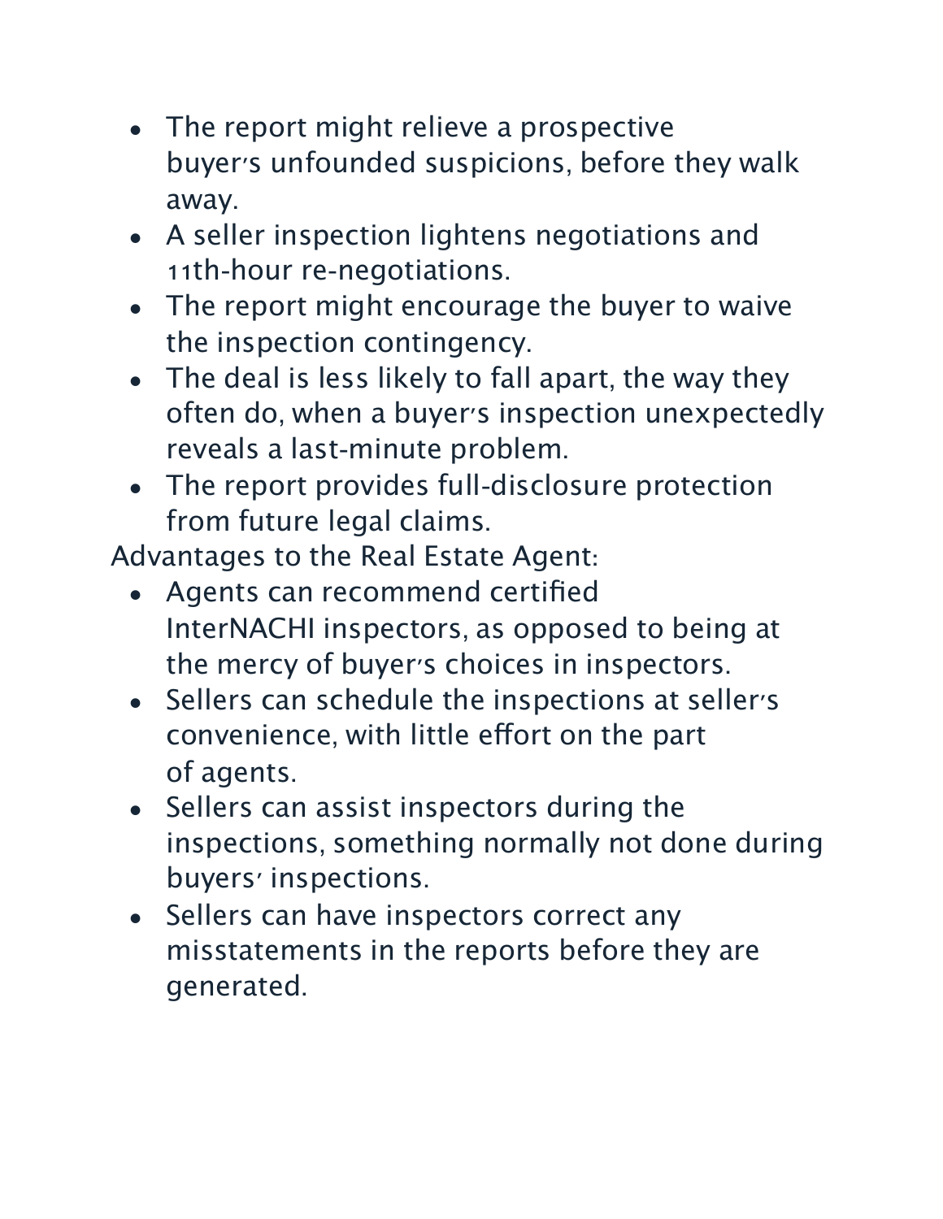- The report might relieve a prospective buyer's unfounded suspicions, before they walk away.
- A seller inspection lightens negotiations and 11th-hour re-negotiations.
- The report might encourage the buyer to waive the inspection contingency.
- The deal is less likely to fall apart, the way they often do, when a buyer's inspection unexpectedly reveals a last-minute problem.
- The report provides full-disclosure protection from future legal claims.

Advantages to the Real Estate Agent:

- Agents can recommend certified InterNACHI inspectors, as opposed to being at the mercy of buyer's choices in inspectors.
- Sellers can schedule the inspections at seller's convenience, with little effort on the part of agents.
- Sellers can assist inspectors during the inspections, something normally not done during buyers' inspections.
- Sellers can have inspectors correct any misstatements in the reports before they are generated.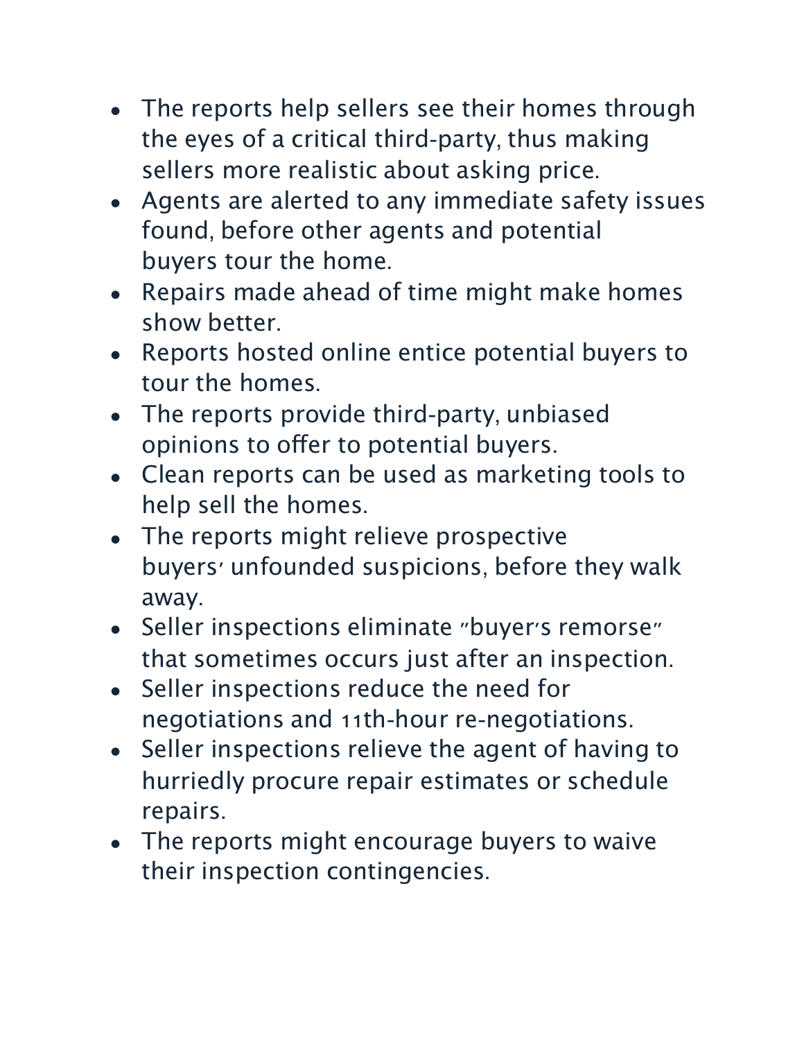- The reports help sellers see their homes through the eyes of a critical third-party, thus making sellers more realistic about asking price.
- Agents are alerted to any immediate safety issues found, before other agents and potential buyers tour the home.
- Repairs made ahead of time might make homes show better.
- Reports hosted online entice potential buyers to tour the homes.
- The reports provide third-party, unbiased opinions to offer to potential buyers.
- Clean reports can be used as marketing tools to help sell the homes.
- The reports might relieve prospective buyers' unfounded suspicions, before they walk away.
- Seller inspections eliminate "buyer's remorse" that sometimes occurs just after an inspection.
- Seller inspections reduce the need for negotiations and 11th-hour re-negotiations.
- Seller inspections relieve the agent of having to hurriedly procure repair estimates or schedule repairs.
- The reports might encourage buyers to waive their inspection contingencies.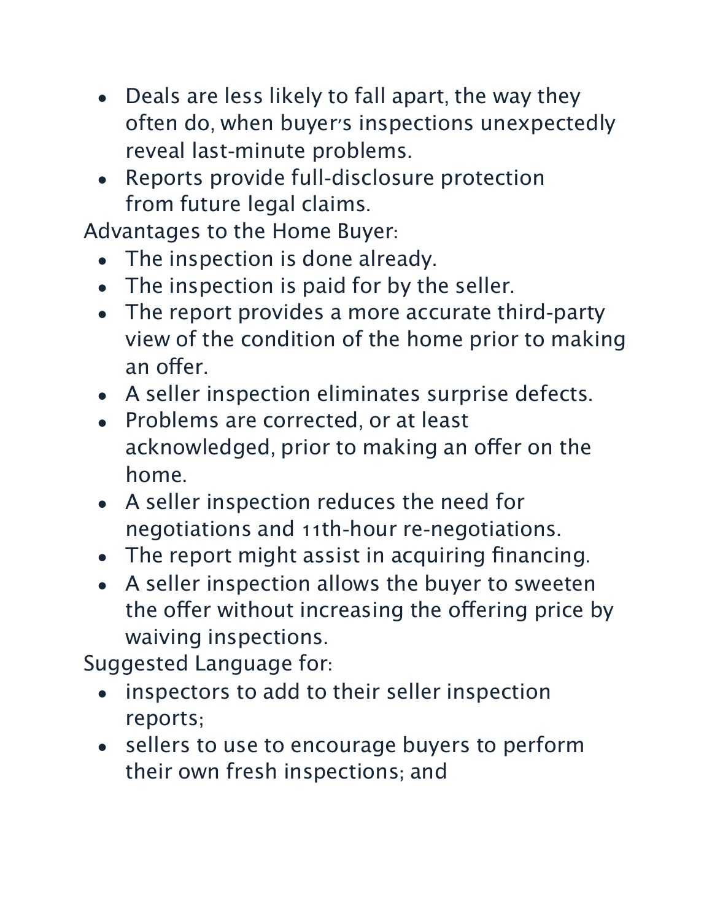- Deals are less likely to fall apart, the way they often do, when buyer's inspections unexpectedly reveal last-minute problems.
- Reports provide full-disclosure protection from future legal claims.

Advantages to the Home Buyer:

- The inspection is done already.
- The inspection is paid for by the seller.
- The report provides a more accurate third-party view of the condition of the home prior to making an offer.
- A seller inspection eliminates surprise defects.
- Problems are corrected, or at least acknowledged, prior to making an offer on the home.
- A seller inspection reduces the need for negotiations and 11th-hour re-negotiations.
- The report might assist in acquiring financing.
- A seller inspection allows the buyer to sweeten the offer without increasing the offering price by waiving inspections.

Suggested Language for:

- inspectors to add to their seller inspection reports;
- sellers to use to encourage buyers to perform their own fresh inspections; and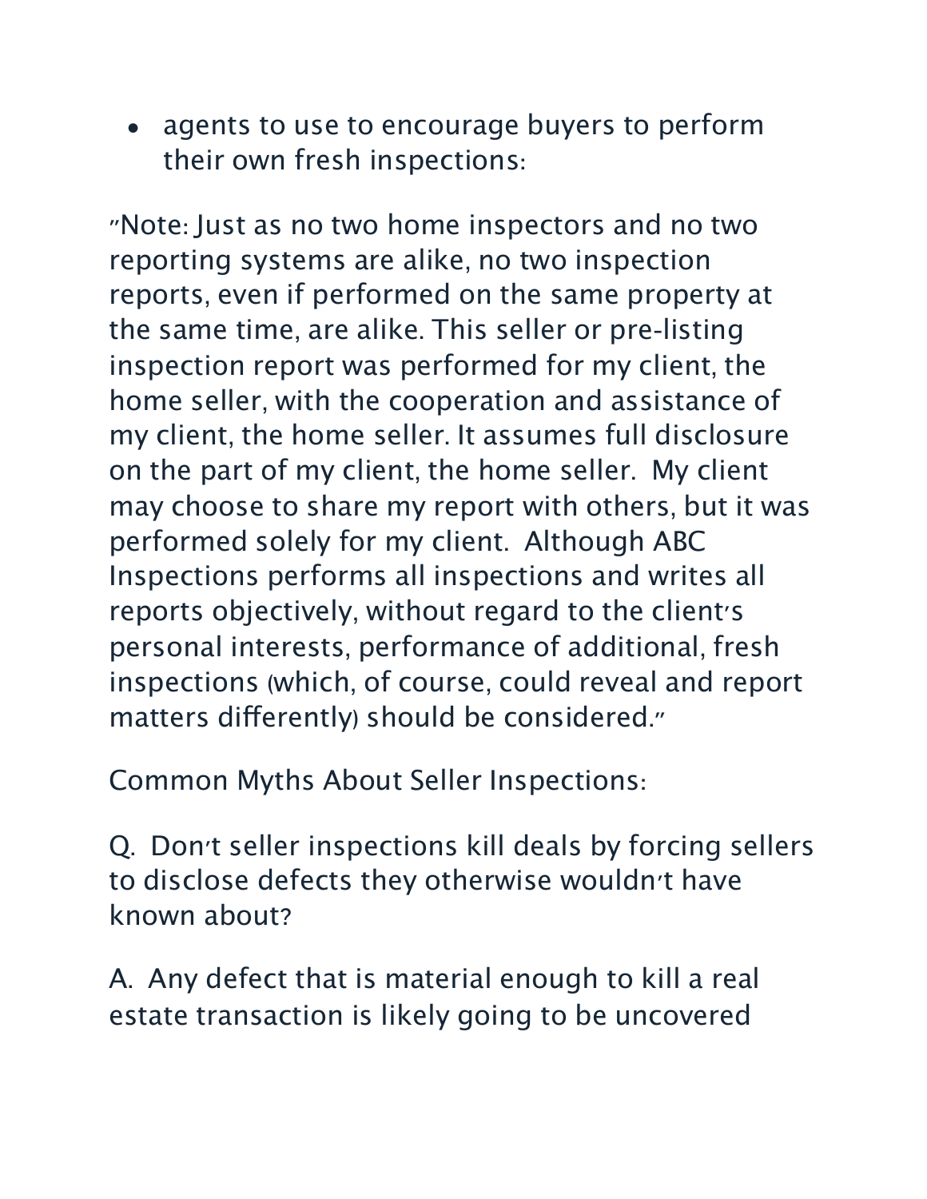- agents to use to encourage buyers to perform their own fresh inspections:

"Note: Just as no two home inspectors and no two reporting systems are alike, no two inspection reports, even if performed on the same property at the same time, are alike. This seller or pre-listing inspection report was performed for my client, the home seller, with the cooperation and assistance of my client, the home seller. It assumes full disclosure on the part of my client, the home seller.  My client may choose to share my report with others, but it was performed solely for my client.  Although ABC Inspections performs all inspections and writes all reports objectively, without regard to the client's personal interests, performance of additional, fresh inspections (which, of course, could reveal and report matters differently) should be considered."

Common Myths About Seller Inspections:

Q.  Don't seller inspections kill deals by forcing sellers to disclose defects they otherwise wouldn't have known about?

A.  Any defect that is material enough to kill a real estate transaction is likely going to be uncovered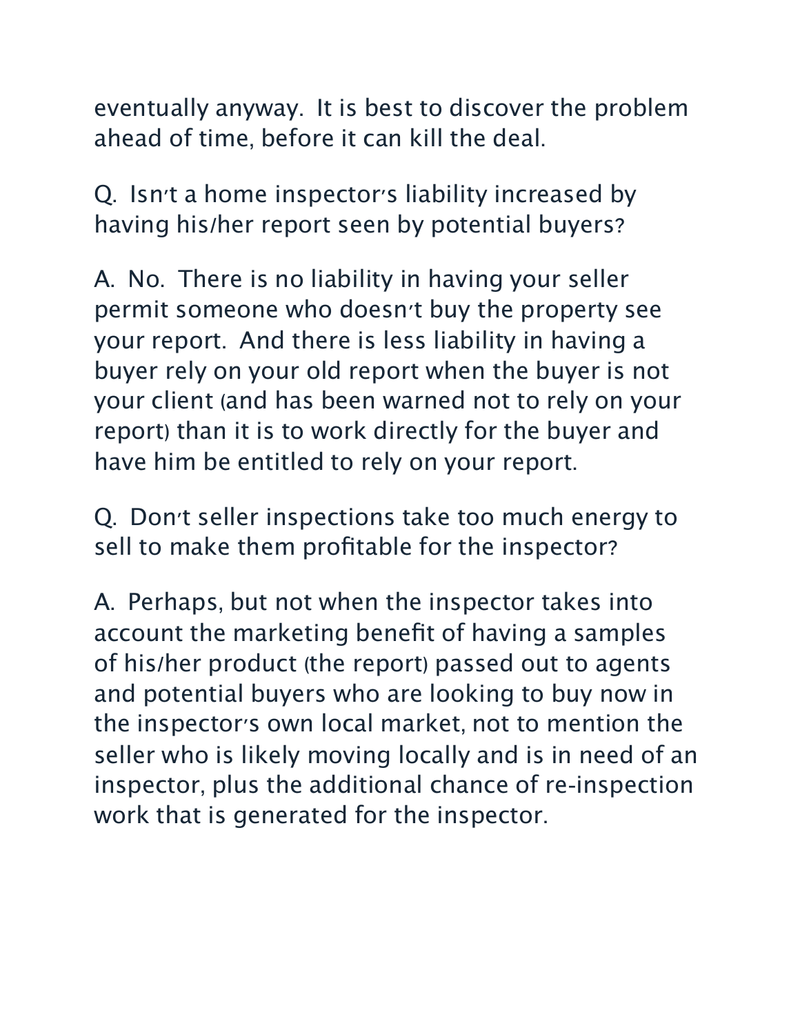eventually anyway.  It is best to discover the problem ahead of time, before it can kill the deal.

Q.  Isn't a home inspector's liability increased by having his/her report seen by potential buyers?

A.  No.  There is no liability in having your seller permit someone who doesn't buy the property see your report.  And there is less liability in having a buyer rely on your old report when the buyer is not your client (and has been warned not to rely on your report) than it is to work directly for the buyer and have him be entitled to rely on your report.

Q.  Don't seller inspections take too much energy to sell to make them profitable for the inspector?

A.  Perhaps, but not when the inspector takes into account the marketing benefit of having a samples of his/her product (the report) passed out to agents and potential buyers who are looking to buy now in the inspector's own local market, not to mention the seller who is likely moving locally and is in need of an inspector, plus the additional chance of re-inspection work that is generated for the inspector.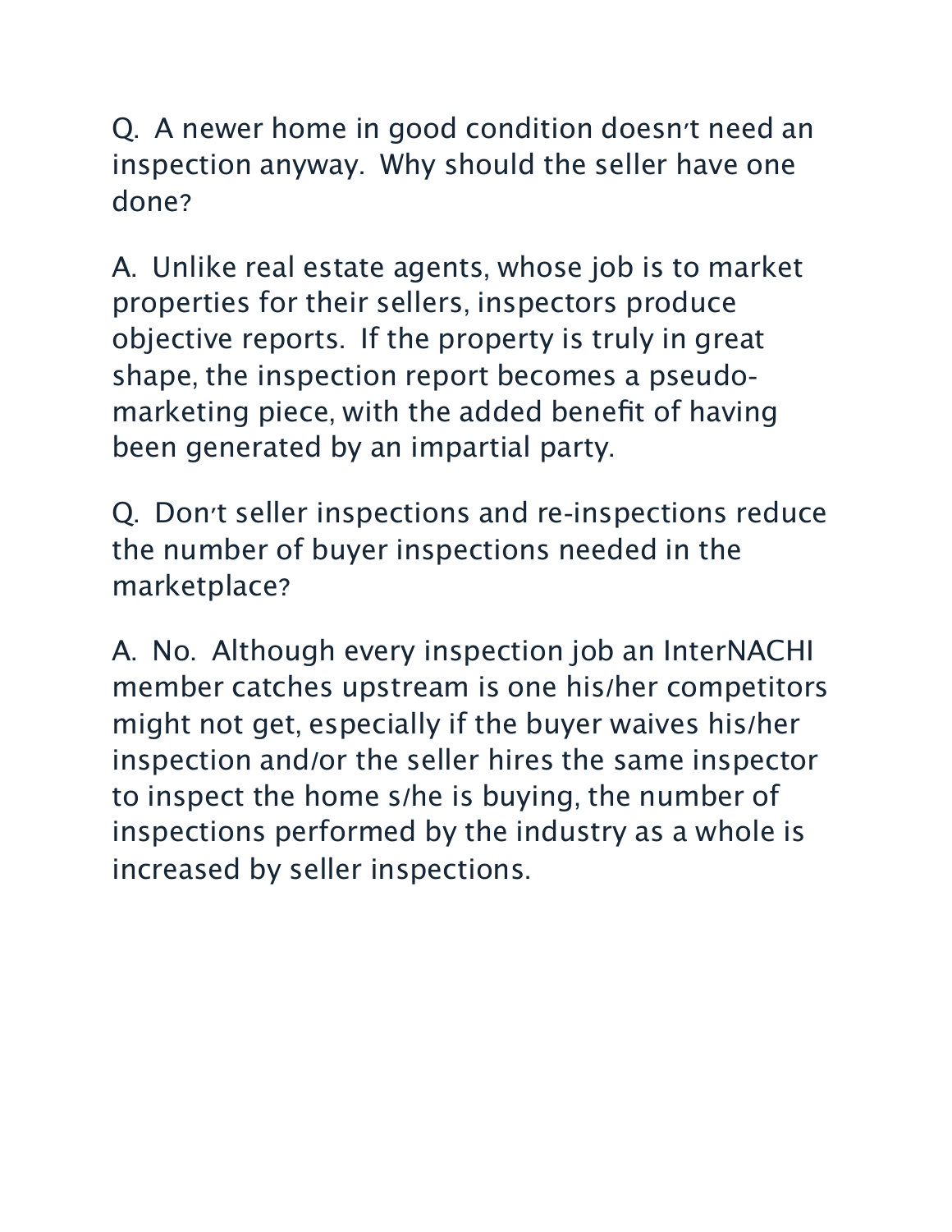Q. A newer home in good condition doesn't need an inspection anyway. Why should the seller have one done?

A. Unlike real estate agents, whose job is to market properties for their sellers, inspectors produce objective reports. If the property is truly in great shape, the inspection report becomes a pseudo-marketing piece, with the added benefit of having been generated by an impartial party.

Q. Don't seller inspections and re-inspections reduce the number of buyer inspections needed in the marketplace?

A. No. Although every inspection job an InterNACHI member catches upstream is one his/her competitors might not get, especially if the buyer waives his/her inspection and/or the seller hires the same inspector to inspect the home s/he is buying, the number of inspections performed by the industry as a whole is increased by seller inspections.